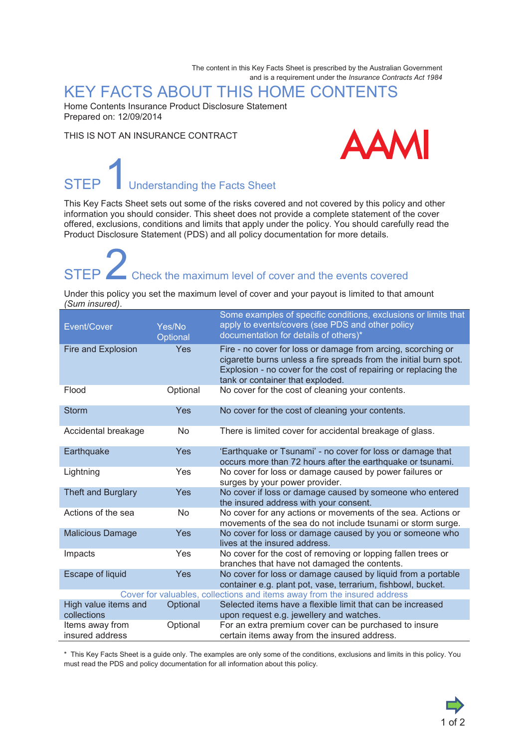The content in this Key Facts Sheet is prescribed by the Australian Government and is a requirement under the *Insurance Contracts Act 1984*

# KEY FACTS ABOUT THIS HOME CONTENTS

Home Contents Insurance Product Disclosure Statement
Prepared on: 12/09/2014

THIS IS NOT AN INSURANCE CONTRACT

AAMI

## STEP 1 Understanding the Facts Sheet

This Key Facts Sheet sets out some of the risks covered and not covered by this policy and other information you should consider. This sheet does not provide a complete statement of the cover offered, exclusions, conditions and limits that apply under the policy. You should carefully read the Product Disclosure Statement (PDS) and all policy documentation for more details.

## STEP 2 Check the maximum level of cover and the events covered

Under this policy you set the maximum level of cover and your payout is limited to that amount *(Sum insured)*.

| Event/Cover | Yes/No Optional | Some examples of specific conditions, exclusions or limits that apply to events/covers (see PDS and other policy documentation for details of others)* |
|---|---|---|
| Fire and Explosion | Yes | Fire - no cover for loss or damage from arcing, scorching or cigarette burns unless a fire spreads from the initial burn spot. Explosion - no cover for the cost of repairing or replacing the tank or container that exploded. |
| Flood | Optional | No cover for the cost of cleaning your contents. |
| Storm | Yes | No cover for the cost of cleaning your contents. |
| Accidental breakage | No | There is limited cover for accidental breakage of glass. |
| Earthquake | Yes | 'Earthquake or Tsunami' - no cover for loss or damage that occurs more than 72 hours after the earthquake or tsunami. |
| Lightning | Yes | No cover for loss or damage caused by power failures or surges by your power provider. |
| Theft and Burglary | Yes | No cover if loss or damage caused by someone who entered the insured address with your consent. |
| Actions of the sea | No | No cover for any actions or movements of the sea. Actions or movements of the sea do not include tsunami or storm surge. |
| Malicious Damage | Yes | No cover for loss or damage caused by you or someone who lives at the insured address. |
| Impacts | Yes | No cover for the cost of removing or lopping fallen trees or branches that have not damaged the contents. |
| Escape of liquid | Yes | No cover for loss or damage by liquid from a portable container e.g. plant pot, vase, terrarium, fishbowl, bucket. |
| **Cover for valuables, collections and items away from the insured address** | | |
| High value items and collections | Optional | Selected items have a flexible limit that can be increased upon request e.g. jewellery and watches. |
| Items away from insured address | Optional | For an extra premium cover can be purchased to insure certain items away from the insured address. |

\* This Key Facts Sheet is a guide only. The examples are only some of the conditions, exclusions and limits in this policy. You must read the PDS and policy documentation for all information about this policy.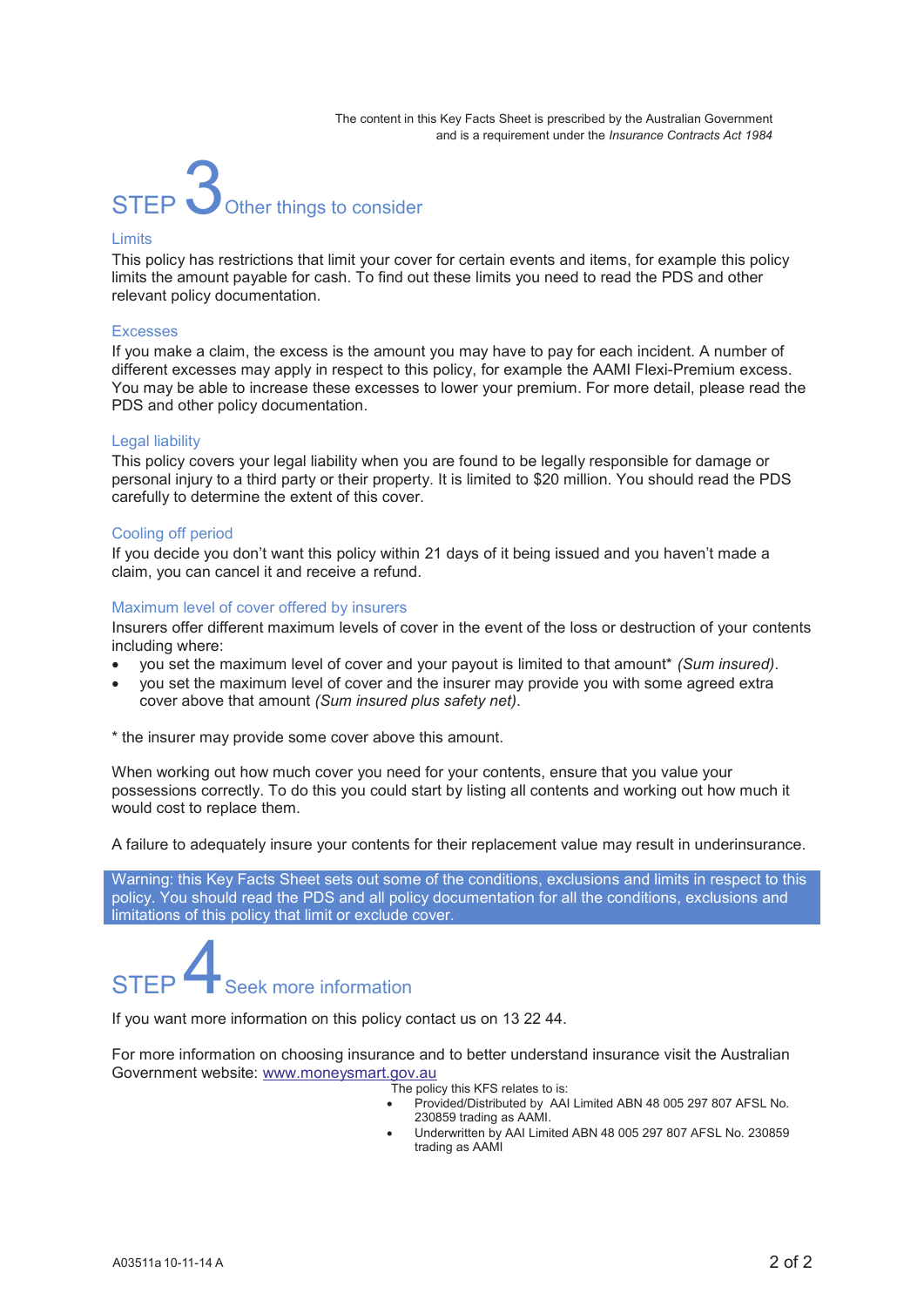The content in this Key Facts Sheet is prescribed by the Australian Government and is a requirement under the *Insurance Contracts Act 1984*

# STEP 3 Other things to consider

### Limits

This policy has restrictions that limit your cover for certain events and items, for example this policy limits the amount payable for cash. To find out these limits you need to read the PDS and other relevant policy documentation.

### Excesses

If you make a claim, the excess is the amount you may have to pay for each incident. A number of different excesses may apply in respect to this policy, for example the AAMI Flexi-Premium excess. You may be able to increase these excesses to lower your premium. For more detail, please read the PDS and other policy documentation.

### Legal liability

This policy covers your legal liability when you are found to be legally responsible for damage or personal injury to a third party or their property. It is limited to $20 million. You should read the PDS carefully to determine the extent of this cover.

### Cooling off period

If you decide you don't want this policy within 21 days of it being issued and you haven't made a claim, you can cancel it and receive a refund.

### Maximum level of cover offered by insurers

Insurers offer different maximum levels of cover in the event of the loss or destruction of your contents including where:

- you set the maximum level of cover and your payout is limited to that amount* *(Sum insured)*.
- you set the maximum level of cover and the insurer may provide you with some agreed extra cover above that amount *(Sum insured plus safety net)*.

\* the insurer may provide some cover above this amount.

When working out how much cover you need for your contents, ensure that you value your possessions correctly. To do this you could start by listing all contents and working out how much it would cost to replace them.

A failure to adequately insure your contents for their replacement value may result in underinsurance.

Warning: this Key Facts Sheet sets out some of the conditions, exclusions and limits in respect to this policy. You should read the PDS and all policy documentation for all the conditions, exclusions and limitations of this policy that limit or exclude cover.

# STEP 4 Seek more information

If you want more information on this policy contact us on 13 22 44.

For more information on choosing insurance and to better understand insurance visit the Australian Government website: www.moneysmart.gov.au

The policy this KFS relates to is:

- Provided/Distributed by AAI Limited ABN 48 005 297 807 AFSL No. 230859 trading as AAMI.
- Underwritten by AAI Limited ABN 48 005 297 807 AFSL No. 230859 trading as AAMI

A03511a 10-11-14 A